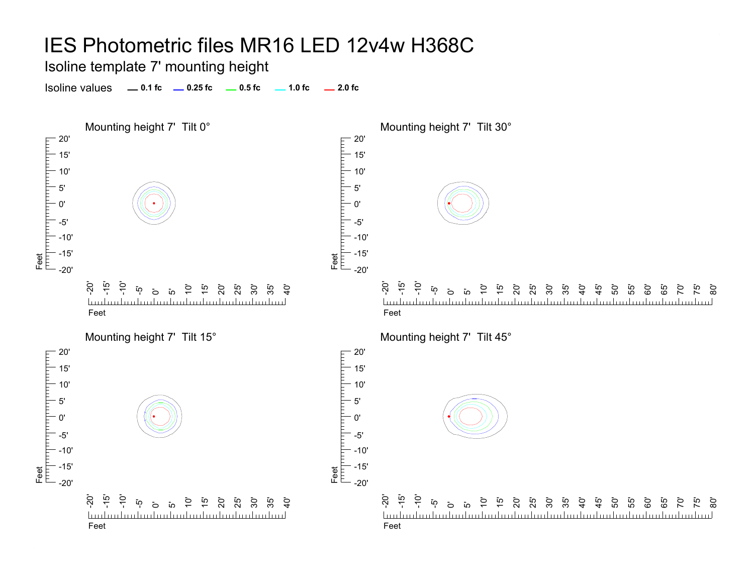# IES Photometric files MR16 LED 12v4w H368C

## Isoline template 7' mounting height

Isoline values — 0.1 fc — 0.25 fc — 0.5 fc — 1.0 fc — 2.0 fc

Mounting height 7' Tilt 0°

20'
15'
10'
5'
0'
-5'
-10'
-15'
-20'

Feet

-20' -15' -10' -5' 0' 5' 10' 15' 20' 25' 30' 35' 40'

Feet

Mounting height 7' Tilt 30°

20'
15'
10'
5'
0'
-5'
-10'
-15'
-20'

Feet

-20' -15' -10' -5' 0' 5' 10' 15' 20' 25' 30' 35' 40' 45' 50' 55' 60' 65' 70' 75' 80'

Feet

Mounting height 7' Tilt 15°

20'
15'
10'
5'
0'
-5'
-10'
-15'
-20'

Feet

-20' -15' -10' -5' 0' 5' 10' 15' 20' 25' 30' 35' 40'

Feet

Mounting height 7' Tilt 45°

20'
15'
10'
5'
0'
-5'
-10'
-15'
-20'

Feet

-20' -15' -10' -5' 0' 5' 10' 15' 20' 25' 30' 35' 40' 45' 50' 55' 60' 65' 70' 75' 80'

Feet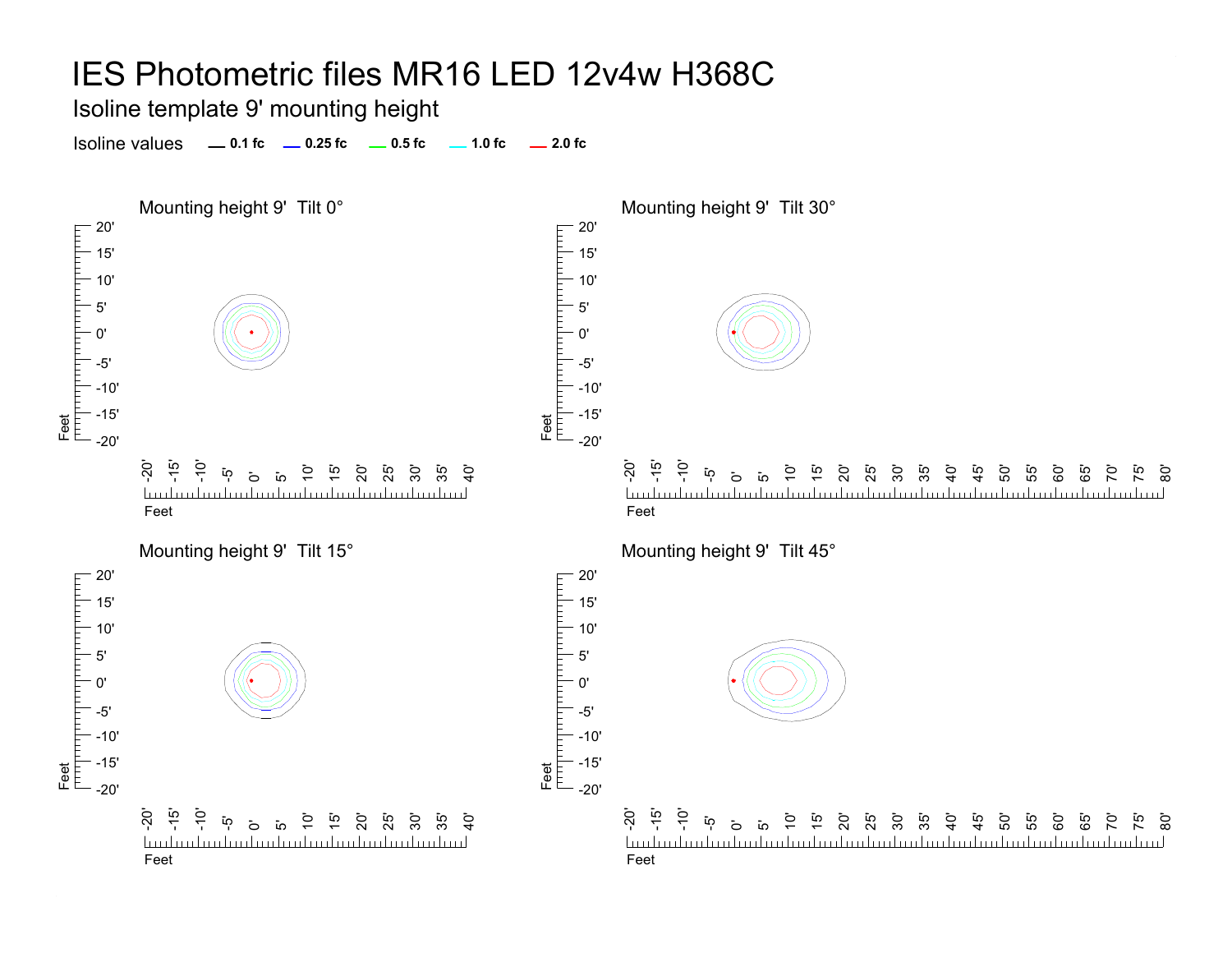# IES Photometric files MR16 LED 12v4w H368C

## Isoline template 9' mounting height

Isoline values — 0.1 fc — 0.25 fc — 0.5 fc — 1.0 fc — 2.0 fc

### Mounting height 9' Tilt 0°

20'
15'
10'
5'
0'
-5'
-10'
-15'
-20'
Feet

-20' -15' -10' -5' 0' 5' 10' 15' 20' 25' 30' 35' 40'
Feet

### Mounting height 9' Tilt 30°

20'
15'
10'
5'
0'
-5'
-10'
-15'
-20'
Feet

-20' -15' -10' -5' 0' 5' 10' 15' 20' 25' 30' 35' 40' 45' 50' 55' 60' 65' 70' 75' 80'
Feet

### Mounting height 9' Tilt 15°

20'
15'
10'
5'
0'
-5'
-10'
-15'
-20'
Feet

-20' -15' -10' -5' 0' 5' 10' 15' 20' 25' 30' 35' 40'
Feet

### Mounting height 9' Tilt 45°

20'
15'
10'
5'
0'
-5'
-10'
-15'
-20'
Feet

-20' -15' -10' -5' 0' 5' 10' 15' 20' 25' 30' 35' 40' 45' 50' 55' 60' 65' 70' 75' 80'
Feet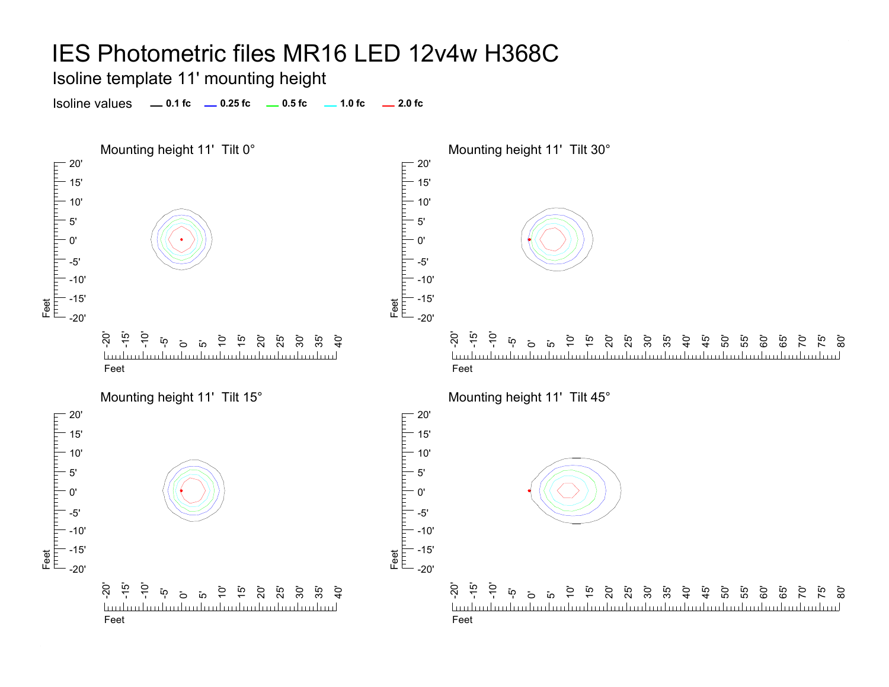# IES Photometric files MR16 LED 12v4w H368C

## Isoline template 11' mounting height

Isoline values — 0.1 fc — 0.25 fc — 0.5 fc — 1.0 fc — 2.0 fc

### Mounting height 11' Tilt 0°

Feet
20'
15'
10'
5'
0'
-5'
-10'
-15'
-20'

-20' -15' -10' -5' 0' 5' 10' 15' 20' 25' 30' 35' 40'
Feet

### Mounting height 11' Tilt 30°

Feet
20'
15'
10'
5'
0'
-5'
-10'
-15'
-20'

-20' -15' -10' -5' 0' 5' 10' 15' 20' 25' 30' 35' 40' 45' 50' 55' 60' 65' 70' 75' 80'
Feet

### Mounting height 11' Tilt 15°

Feet
20'
15'
10'
5'
0'
-5'
-10'
-15'
-20'

-20' -15' -10' -5' 0' 5' 10' 15' 20' 25' 30' 35' 40'
Feet

### Mounting height 11' Tilt 45°

Feet
20'
15'
10'
5'
0'
-5'
-10'
-15'
-20'

-20' -15' -10' -5' 0' 5' 10' 15' 20' 25' 30' 35' 40' 45' 50' 55' 60' 65' 70' 75' 80'
Feet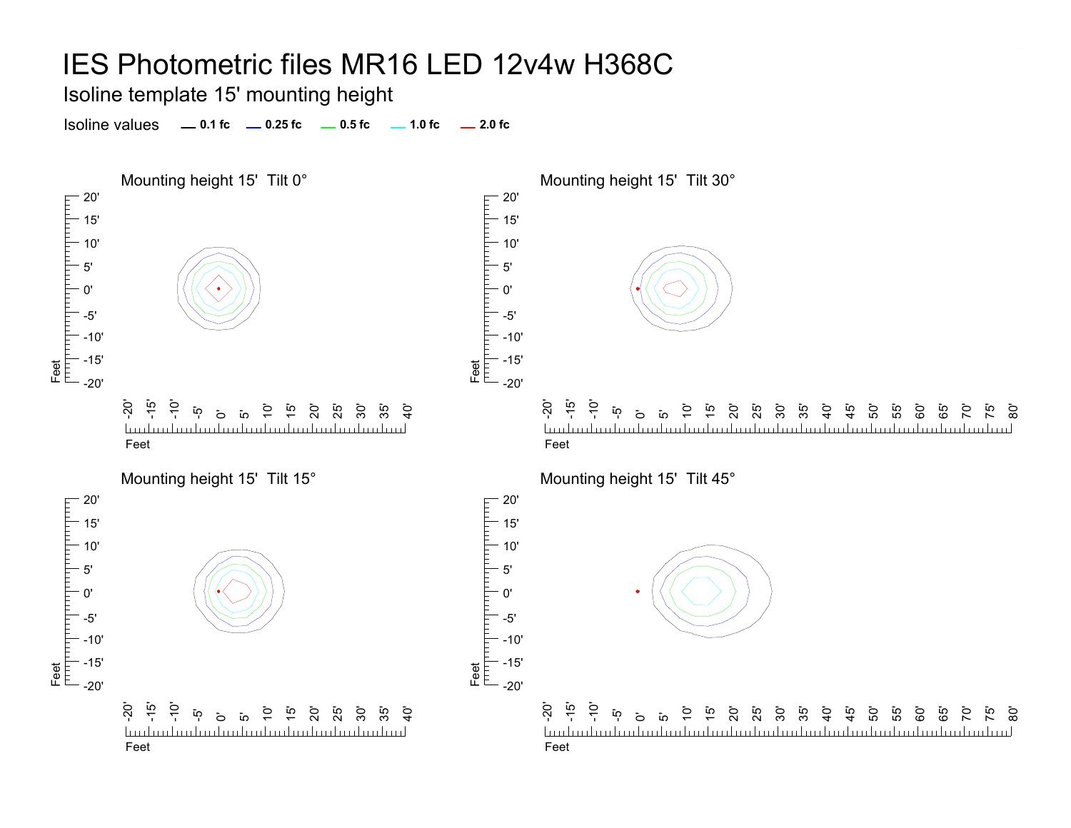# IES Photometric files MR16 LED 12v4w H368C

## Isoline template 15' mounting height

Isoline values — 0.1 fc — 0.25 fc — 0.5 fc — 1.0 fc — 2.0 fc

### Mounting height 15' Tilt 0°

Feet (vertical axis): 20', 15', 10', 5', 0', -5', -10', -15', -20'

Feet (horizontal axis): -20', -15', -10', -5', 0', 5', 10', 15', 20', 25', 30', 35', 40'

### Mounting height 15' Tilt 30°

Feet (vertical axis): 20', 15', 10', 5', 0', -5', -10', -15', -20'

Feet (horizontal axis): -20', -15', -10', -5', 0', 5', 10', 15', 20', 25', 30', 35', 40', 45', 50', 55', 60', 65', 70', 75', 80'

### Mounting height 15' Tilt 15°

Feet (vertical axis): 20', 15', 10', 5', 0', -5', -10', -15', -20'

Feet (horizontal axis): -20', -15', -10', -5', 0', 5', 10', 15', 20', 25', 30', 35', 40'

### Mounting height 15' Tilt 45°

Feet (vertical axis): 20', 15', 10', 5', 0', -5', -10', -15', -20'

Feet (horizontal axis): -20', -15', -10', -5', 0', 5', 10', 15', 20', 25', 30', 35', 40', 45', 50', 55', 60', 65', 70', 75', 80'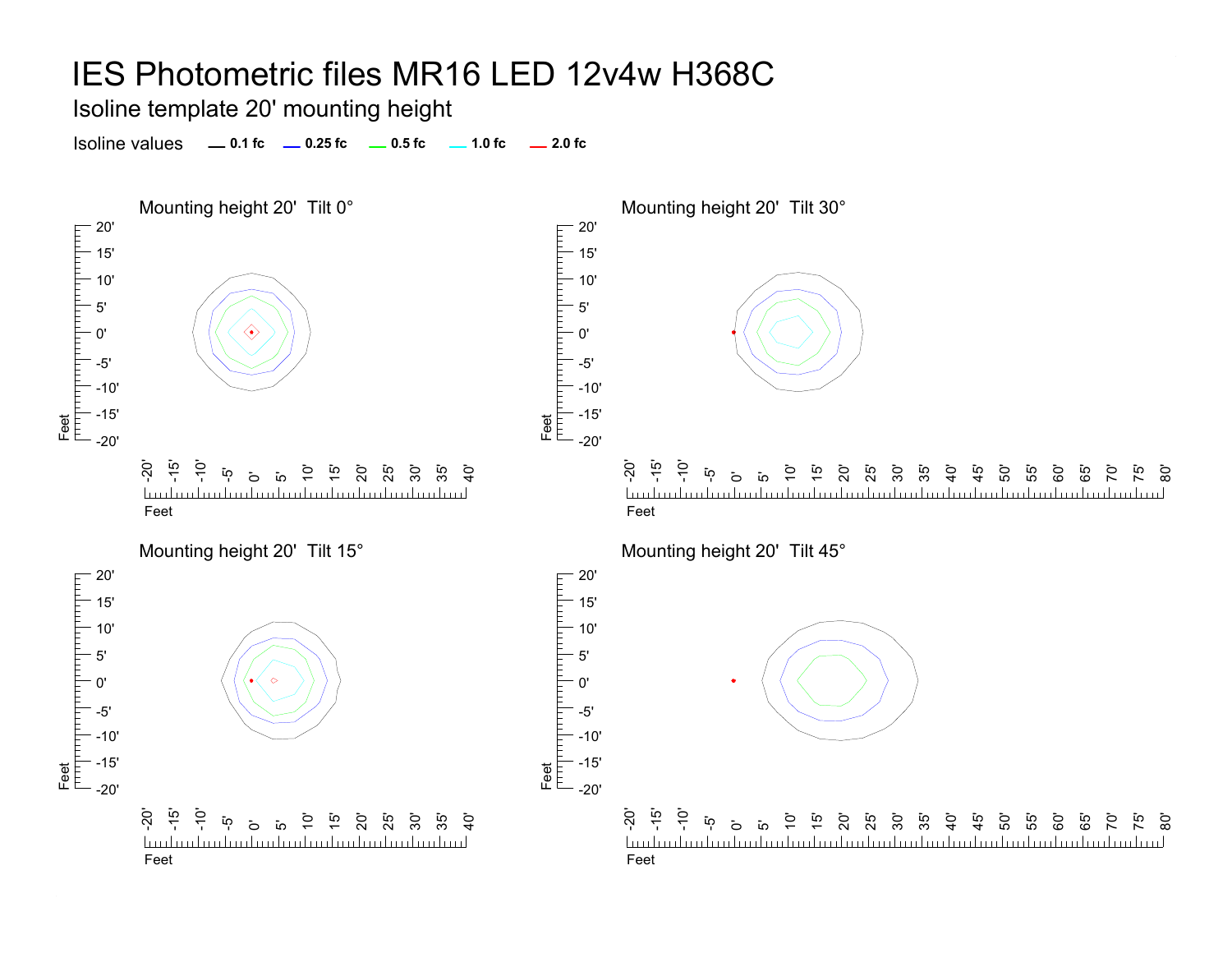# IES Photometric files MR16 LED 12v4w H368C

## Isoline template 20' mounting height

Isoline values — 0.1 fc — 0.25 fc — 0.5 fc — 1.0 fc — 2.0 fc

### Mounting height 20'  Tilt 0°

### Mounting height 20'  Tilt 30°

### Mounting height 20'  Tilt 15°

### Mounting height 20'  Tilt 45°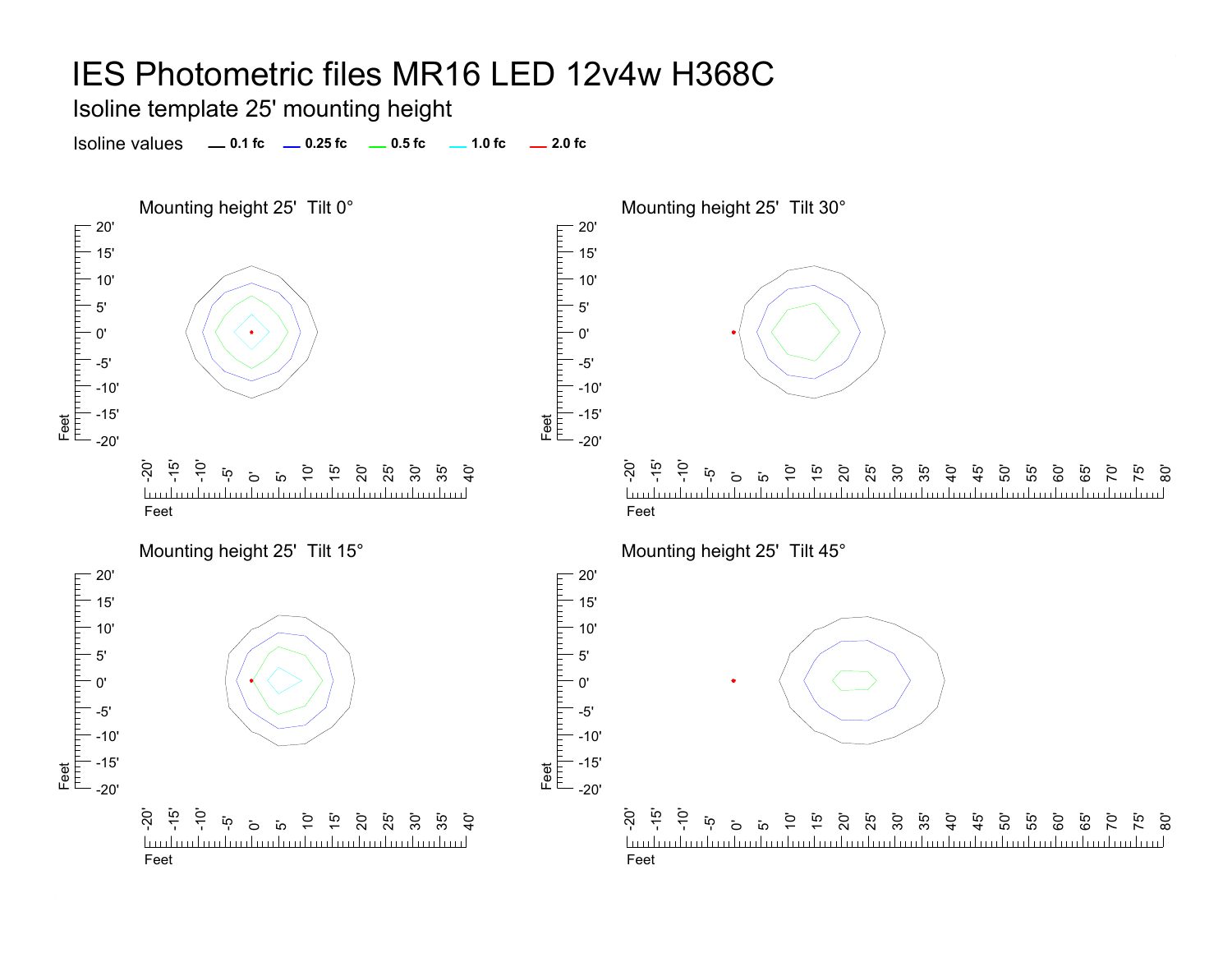# IES Photometric files MR16 LED 12v4w H368C

## Isoline template 25' mounting height

Isoline values — 0.1 fc — 0.25 fc — 0.5 fc — 1.0 fc — 2.0 fc

### Mounting height 25' Tilt 0°

20' 15' 10' 5' 0' -5' -10' -15' -20'

Feet

-20' -15' -10' -5' 0' 5' 10' 15' 20' 25' 30' 35' 40'

Feet

### Mounting height 25' Tilt 30°

20' 15' 10' 5' 0' -5' -10' -15' -20'

Feet

-20' -15' -10' -5' 0' 5' 10' 15' 20' 25' 30' 35' 40' 45' 50' 55' 60' 65' 70' 75' 80'

Feet

### Mounting height 25' Tilt 15°

20' 15' 10' 5' 0' -5' -10' -15' -20'

Feet

-20' -15' -10' -5' 0' 5' 10' 15' 20' 25' 30' 35' 40'

Feet

### Mounting height 25' Tilt 45°

20' 15' 10' 5' 0' -5' -10' -15' -20'

Feet

-20' -15' -10' -5' 0' 5' 10' 15' 20' 25' 30' 35' 40' 45' 50' 55' 60' 65' 70' 75' 80'

Feet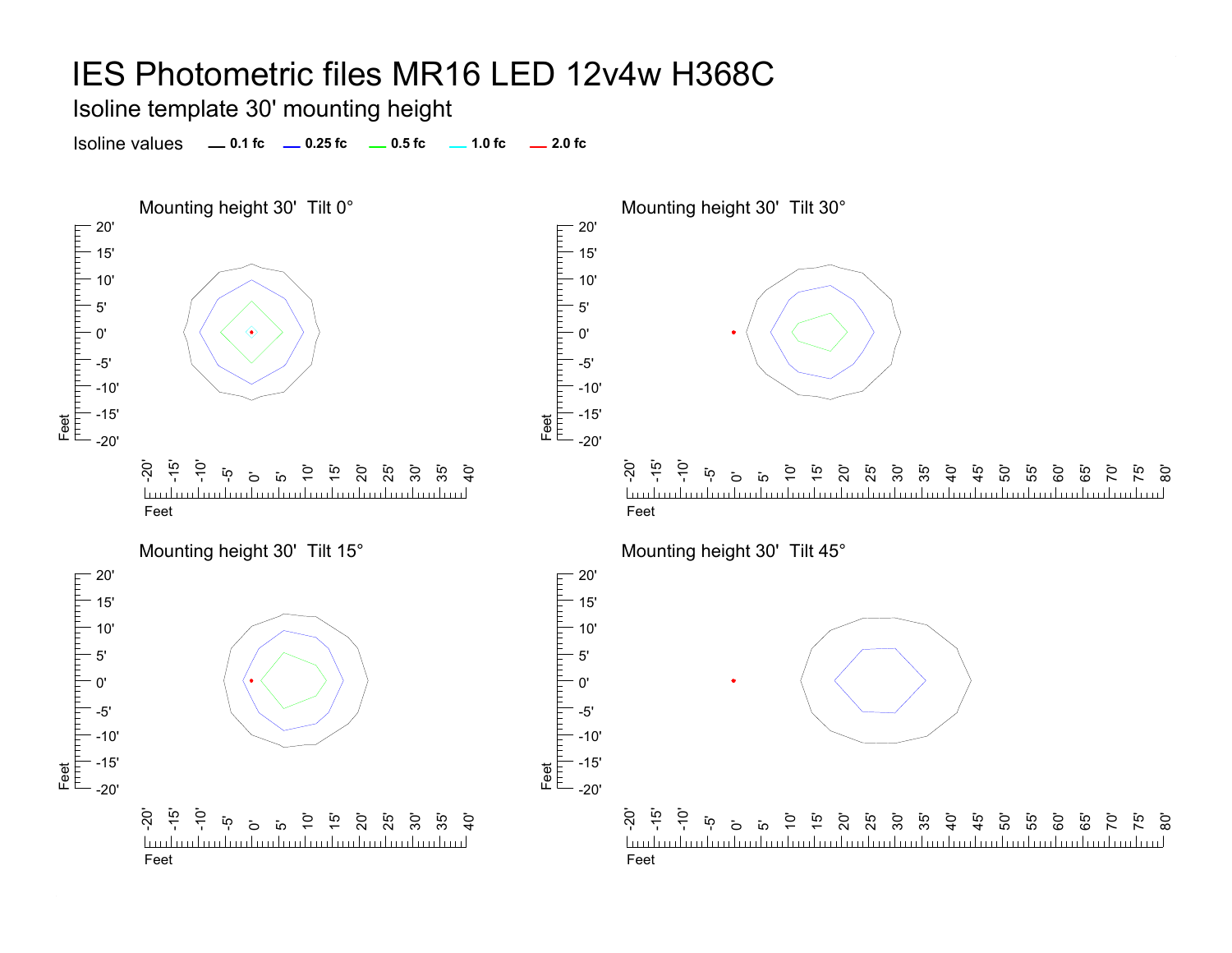# IES Photometric files MR16 LED 12v4w H368C

## Isoline template 30' mounting height

Isoline values — 0.1 fc — 0.25 fc — 0.5 fc — 1.0 fc — 2.0 fc

Mounting height 30' Tilt 0°

20' 15' 10' 5' 0' -5' -10' -15' -20'

Feet

-20' -15' -10' -5' 0' 5' 10' 15' 20' 25' 30' 35' 40'

Feet

Mounting height 30' Tilt 30°

20' 15' 10' 5' 0' -5' -10' -15' -20'

Feet

-20' -15' -10' -5' 0' 5' 10' 15' 20' 25' 30' 35' 40' 45' 50' 55' 60' 65' 70' 75' 80'

Feet

Mounting height 30' Tilt 15°

20' 15' 10' 5' 0' -5' -10' -15' -20'

Feet

-20' -15' -10' -5' 0' 5' 10' 15' 20' 25' 30' 35' 40'

Feet

Mounting height 30' Tilt 45°

20' 15' 10' 5' 0' -5' -10' -15' -20'

Feet

-20' -15' -10' -5' 0' 5' 10' 15' 20' 25' 30' 35' 40' 45' 50' 55' 60' 65' 70' 75' 80'

Feet